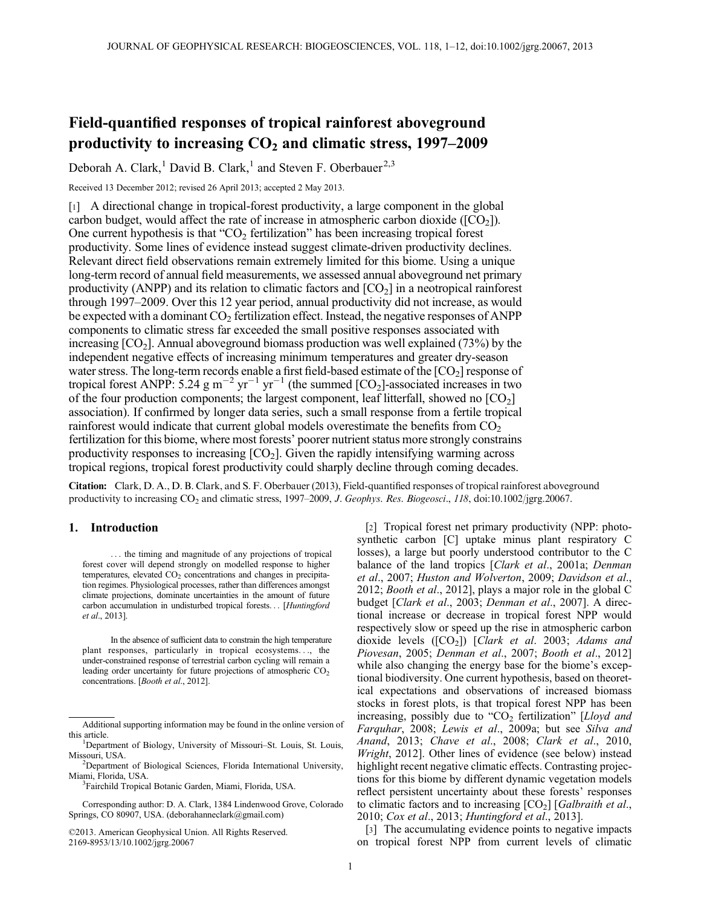# Field-quantified responses of tropical rainforest aboveground productivity to increasing $CO_2$ and climatic stress, 1997–2009

Deborah A. Clark,[1] David B. Clark,[1] and Steven F. Oberbauer[2,3]

Received 13 December 2012; revised 26 April 2013; accepted 2 May 2013.

[1] A directional change in tropical-forest productivity, a large component in the global carbon budget, would affect the rate of increase in atmospheric carbon dioxide ([$CO_2$]). One current hypothesis is that "$CO_2$ fertilization" has been increasing tropical forest productivity. Some lines of evidence instead suggest climate-driven productivity declines. Relevant direct field observations remain extremely limited for this biome. Using a unique long-term record of annual field measurements, we assessed annual aboveground net primary productivity (ANPP) and its relation to climatic factors and [$CO_2$] in a neotropical rainforest through 1997–2009. Over this 12 year period, annual productivity did not increase, as would be expected with a dominant $CO_2$ fertilization effect. Instead, the negative responses of ANPP components to climatic stress far exceeded the small positive responses associated with increasing [$CO_2$]. Annual aboveground biomass production was well explained (73%) by the independent negative effects of increasing minimum temperatures and greater dry-season water stress. The long-term records enable a first field-based estimate of the [$CO_2$] response of tropical forest ANPP: 5.24 g $m^{-2}$ $yr^{-1}$ $yr^{-1}$ (the summed [$CO_2$]-associated increases in two of the four production components; the largest component, leaf litterfall, showed no [$CO_2$] association). If confirmed by longer data series, such a small response from a fertile tropical rainforest would indicate that current global models overestimate the benefits from $CO_2$ fertilization for this biome, where most forests' poorer nutrient status more strongly constrains productivity responses to increasing [$CO_2$]. Given the rapidly intensifying warming across tropical regions, tropical forest productivity could sharply decline through coming decades.

**Citation:** Clark, D. A., D. B. Clark, and S. F. Oberbauer (2013), Field-quantified responses of tropical rainforest aboveground productivity to increasing $CO_2$ and climatic stress, 1997–2009, *J. Geophys. Res. Biogeosci.*, *118*, doi:10.1002/jgrg.20067.

## 1. Introduction

> . . . the timing and magnitude of any projections of tropical forest cover will depend strongly on modelled response to higher temperatures, elevated $CO_2$ concentrations and changes in precipitation regimes. Physiological processes, rather than differences amongst climate projections, dominate uncertainties in the amount of future carbon accumulation in undisturbed tropical forests. . . [*Huntingford et al*., 2013].

> In the absence of sufficient data to constrain the high temperature plant responses, particularly in tropical ecosystems. . ., the under-constrained response of terrestrial carbon cycling will remain a leading order uncertainty for future projections of atmospheric $CO_2$ concentrations. [*Booth et al*., 2012].

[2] Tropical forest net primary productivity (NPP: photosynthetic carbon [C] uptake minus plant respiratory C losses), a large but poorly understood contributor to the C balance of the land tropics [*Clark et al*., 2001a; *Denman et al*., 2007; *Huston and Wolverton*, 2009; *Davidson et al*., 2012; *Booth et al*., 2012], plays a major role in the global C budget [*Clark et al*., 2003; *Denman et al*., 2007]. A directional increase or decrease in tropical forest NPP would respectively slow or speed up the rise in atmospheric carbon dioxide levels ([$CO_2$]) [*Clark et al*. 2003; *Adams and Piovesan*, 2005; *Denman et al*., 2007; *Booth et al*., 2012] while also changing the energy base for the biome's exceptional biodiversity. One current hypothesis, based on theoretical expectations and observations of increased biomass stocks in forest plots, is that tropical forest NPP has been increasing, possibly due to "$CO_2$ fertilization" [*Lloyd and Farquhar*, 2008; *Lewis et al*., 2009a; but see *Silva and Anand*, 2013; *Chave et al*., 2008; *Clark et al*., 2010, *Wright*, 2012]. Other lines of evidence (see below) instead highlight recent negative climatic effects. Contrasting projections for this biome by different dynamic vegetation models reflect persistent uncertainty about these forests' responses to climatic factors and to increasing [$CO_2$] [*Galbraith et al*., 2010; *Cox et al*., 2013; *Huntingford et al*., 2013].

[3] The accumulating evidence points to negative impacts on tropical forest NPP from current levels of climatic

---

Additional supporting information may be found in the online version of this article.

[1]Department of Biology, University of Missouri–St. Louis, St. Louis, Missouri, USA.

[2]Department of Biological Sciences, Florida International University, Miami, Florida, USA.

[3]Fairchild Tropical Botanic Garden, Miami, Florida, USA.

Corresponding author: D. A. Clark, 1384 Lindenwood Grove, Colorado Springs, CO 80907, USA. (deborahanneclark@gmail.com)

©2013. American Geophysical Union. All Rights Reserved.
2169-8953/13/10.1002/jgrg.20067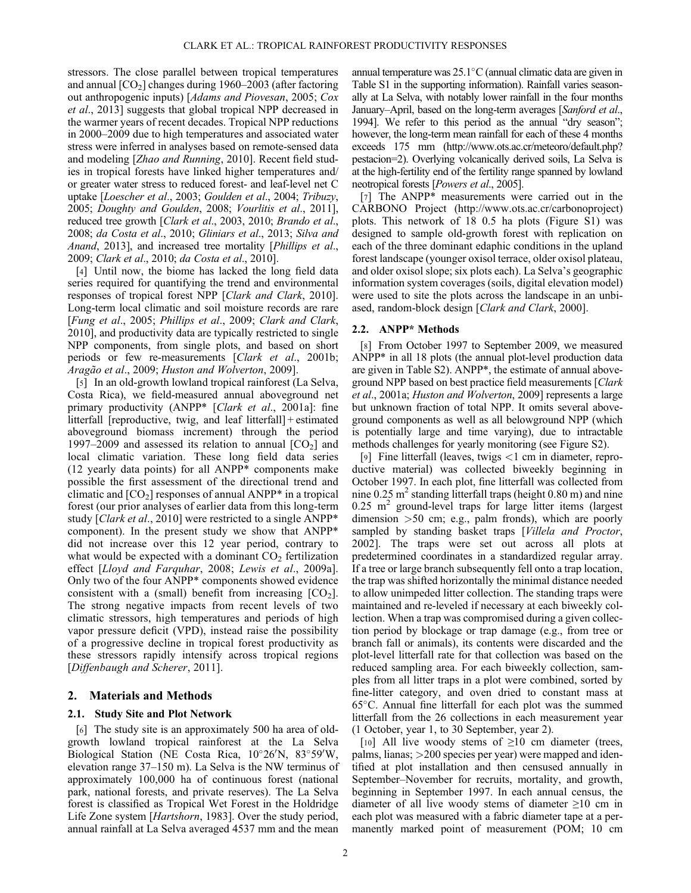stressors. The close parallel between tropical temperatures and annual [$CO_2$] changes during 1960–2003 (after factoring out anthropogenic inputs) [*Adams and Piovesan*, 2005; *Cox et al*., 2013] suggests that global tropical NPP decreased in the warmer years of recent decades. Tropical NPP reductions in 2000–2009 due to high temperatures and associated water stress were inferred in analyses based on remote-sensed data and modeling [*Zhao and Running*, 2010]. Recent field studies in tropical forests have linked higher temperatures and/or greater water stress to reduced forest- and leaf-level net C uptake [*Loescher et al*., 2003; *Goulden et al*., 2004; *Tribuzy*, 2005; *Doughty and Goulden*, 2008; *Vourlitis et al*., 2011], reduced tree growth [*Clark et al*., 2003, 2010; *Brando et al*., 2008; *da Costa et al*., 2010; *Gliniars et al*., 2013; *Silva and Anand*, 2013], and increased tree mortality [*Phillips et al*., 2009; *Clark et al*., 2010; *da Costa et al*., 2010].

[4] Until now, the biome has lacked the long field data series required for quantifying the trend and environmental responses of tropical forest NPP [*Clark and Clark*, 2010]. Long-term local climatic and soil moisture records are rare [*Fung et al*., 2005; *Phillips et al*., 2009; *Clark and Clark*, 2010], and productivity data are typically restricted to single NPP components, from single plots, and based on short periods or few re-measurements [*Clark et al*., 2001b; *Aragão et al*., 2009; *Huston and Wolverton*, 2009].

[5] In an old-growth lowland tropical rainforest (La Selva, Costa Rica), we field-measured annual aboveground net primary productivity (ANPP* [*Clark et al*., 2001a]: fine litterfall [reproductive, twig, and leaf litterfall] + estimated aboveground biomass increment) through the period 1997–2009 and assessed its relation to annual [$CO_2$] and local climatic variation. These long field data series (12 yearly data points) for all ANPP* components make possible the first assessment of the directional trend and climatic and [$CO_2$] responses of annual ANPP* in a tropical forest (our prior analyses of earlier data from this long-term study [*Clark et al*., 2010] were restricted to a single ANPP* component). In the present study we show that ANPP* did not increase over this 12 year period, contrary to what would be expected with a dominant $CO_2$ fertilization effect [*Lloyd and Farquhar*, 2008; *Lewis et al*., 2009a]. Only two of the four ANPP* components showed evidence consistent with a (small) benefit from increasing [$CO_2$]. The strong negative impacts from recent levels of two climatic stressors, high temperatures and periods of high vapor pressure deficit (VPD), instead raise the possibility of a progressive decline in tropical forest productivity as these stressors rapidly intensify across tropical regions [*Diffenbaugh and Scherer*, 2011].

## 2. Materials and Methods

### 2.1. Study Site and Plot Network

[6] The study site is an approximately 500 ha area of old-growth lowland tropical rainforest at the La Selva Biological Station (NE Costa Rica, 10°26′N, 83°59′W, elevation range 37–150 m). La Selva is the NW terminus of approximately 100,000 ha of continuous forest (national park, national forests, and private reserves). The La Selva forest is classified as Tropical Wet Forest in the Holdridge Life Zone system [*Hartshorn*, 1983]. Over the study period, annual rainfall at La Selva averaged 4537 mm and the mean annual temperature was 25.1°C (annual climatic data are given in Table S1 in the supporting information). Rainfall varies seasonally at La Selva, with notably lower rainfall in the four months January–April, based on the long-term averages [*Sanford et al*., 1994]. We refer to this period as the annual "dry season"; however, the long-term mean rainfall for each of these 4 months exceeds 175 mm (http://www.ots.ac.cr/meteoro/default.php?pestacion=2). Overlying volcanically derived soils, La Selva is at the high-fertility end of the fertility range spanned by lowland neotropical forests [*Powers et al*., 2005].

[7] The ANPP* measurements were carried out in the CARBONO Project (http://www.ots.ac.cr/carbonoproject) plots. This network of 18 0.5 ha plots (Figure S1) was designed to sample old-growth forest with replication on each of the three dominant edaphic conditions in the upland forest landscape (younger oxisol terrace, older oxisol plateau, and older oxisol slope; six plots each). La Selva's geographic information system coverages (soils, digital elevation model) were used to site the plots across the landscape in an unbiased, random-block design [*Clark and Clark*, 2000].

### 2.2. ANPP* Methods

[8] From October 1997 to September 2009, we measured ANPP* in all 18 plots (the annual plot-level production data are given in Table S2). ANPP*, the estimate of annual aboveground NPP based on best practice field measurements [*Clark et al*., 2001a; *Huston and Wolverton*, 2009] represents a large but unknown fraction of total NPP. It omits several aboveground components as well as all belowground NPP (which is potentially large and time varying), due to intractable methods challenges for yearly monitoring (see Figure S2).

[9] Fine litterfall (leaves, twigs <1 cm in diameter, reproductive material) was collected biweekly beginning in October 1997. In each plot, fine litterfall was collected from nine 0.25 $m^2$ standing litterfall traps (height 0.80 m) and nine 0.25 $m^2$ ground-level traps for large litter items (largest dimension >50 cm; e.g., palm fronds), which are poorly sampled by standing basket traps [*Villela and Proctor*, 2002]. The traps were set out across all plots at predetermined coordinates in a standardized regular array. If a tree or large branch subsequently fell onto a trap location, the trap was shifted horizontally the minimal distance needed to allow unimpeded litter collection. The standing traps were maintained and re-leveled if necessary at each biweekly collection. When a trap was compromised during a given collection period by blockage or trap damage (e.g., from tree or branch fall or animals), its contents were discarded and the plot-level litterfall rate for that collection was based on the reduced sampling area. For each biweekly collection, samples from all litter traps in a plot were combined, sorted by fine-litter category, and oven dried to constant mass at 65°C. Annual fine litterfall for each plot was the summed litterfall from the 26 collections in each measurement year (1 October, year 1, to 30 September, year 2).

[10] All live woody stems of ≥10 cm diameter (trees, palms, lianas; >200 species per year) were mapped and identified at plot installation and then censused annually in September–November for recruits, mortality, and growth, beginning in September 1997. In each annual census, the diameter of all live woody stems of diameter ≥10 cm in each plot was measured with a fabric diameter tape at a permanently marked point of measurement (POM; 10 cm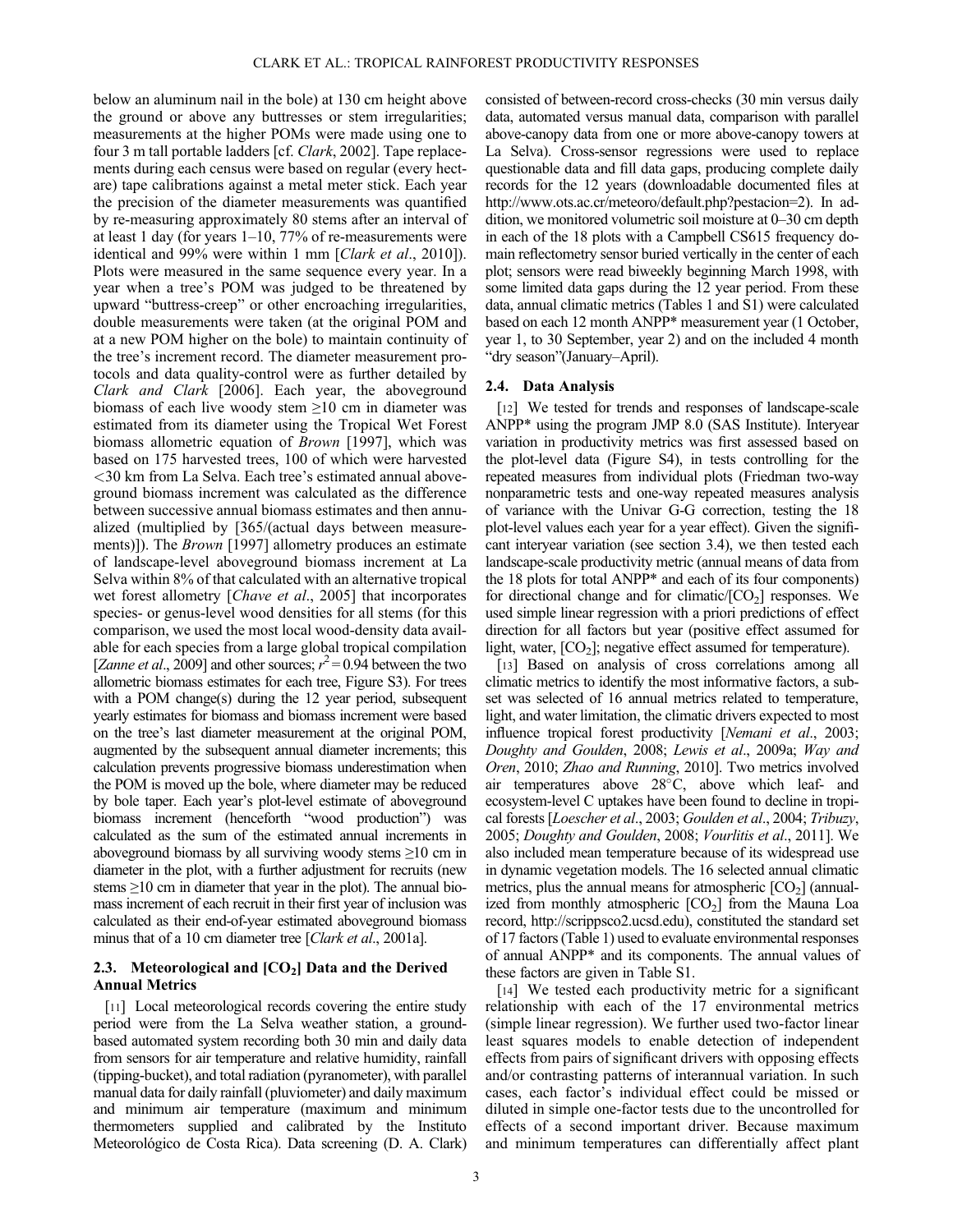below an aluminum nail in the bole) at 130 cm height above the ground or above any buttresses or stem irregularities; measurements at the higher POMs were made using one to four 3 m tall portable ladders [cf. *Clark*, 2002]. Tape replacements during each census were based on regular (every hectare) tape calibrations against a metal meter stick. Each year the precision of the diameter measurements was quantified by re-measuring approximately 80 stems after an interval of at least 1 day (for years 1–10, 77% of re-measurements were identical and 99% were within 1 mm [*Clark et al*., 2010]). Plots were measured in the same sequence every year. In a year when a tree's POM was judged to be threatened by upward "buttress-creep" or other encroaching irregularities, double measurements were taken (at the original POM and at a new POM higher on the bole) to maintain continuity of the tree's increment record. The diameter measurement protocols and data quality-control were as further detailed by *Clark and Clark* [2006]. Each year, the aboveground biomass of each live woody stem ≥10 cm in diameter was estimated from its diameter using the Tropical Wet Forest biomass allometric equation of *Brown* [1997], which was based on 175 harvested trees, 100 of which were harvested <30 km from La Selva. Each tree's estimated annual aboveground biomass increment was calculated as the difference between successive annual biomass estimates and then annualized (multiplied by [365/(actual days between measurements)]). The *Brown* [1997] allometry produces an estimate of landscape-level aboveground biomass increment at La Selva within 8% of that calculated with an alternative tropical wet forest allometry [*Chave et al*., 2005] that incorporates species- or genus-level wood densities for all stems (for this comparison, we used the most local wood-density data available for each species from a large global tropical compilation [*Zanne et al*., 2009] and other sources; $r^2 = 0.94$ between the two allometric biomass estimates for each tree, Figure S3). For trees with a POM change(s) during the 12 year period, subsequent yearly estimates for biomass and biomass increment were based on the tree's last diameter measurement at the original POM, augmented by the subsequent annual diameter increments; this calculation prevents progressive biomass underestimation when the POM is moved up the bole, where diameter may be reduced by bole taper. Each year's plot-level estimate of aboveground biomass increment (henceforth "wood production") was calculated as the sum of the estimated annual increments in aboveground biomass by all surviving woody stems ≥10 cm in diameter in the plot, with a further adjustment for recruits (new stems ≥10 cm in diameter that year in the plot). The annual biomass increment of each recruit in their first year of inclusion was calculated as their end-of-year estimated aboveground biomass minus that of a 10 cm diameter tree [*Clark et al*., 2001a].

### 2.3. Meteorological and [$CO_2$] Data and the Derived Annual Metrics

[11] Local meteorological records covering the entire study period were from the La Selva weather station, a ground-based automated system recording both 30 min and daily data from sensors for air temperature and relative humidity, rainfall (tipping-bucket), and total radiation (pyranometer), with parallel manual data for daily rainfall (pluviometer) and daily maximum and minimum air temperature (maximum and minimum thermometers supplied and calibrated by the Instituto Meteorológico de Costa Rica). Data screening (D. A. Clark) consisted of between-record cross-checks (30 min versus daily data, automated versus manual data, comparison with parallel above-canopy data from one or more above-canopy towers at La Selva). Cross-sensor regressions were used to replace questionable data and fill data gaps, producing complete daily records for the 12 years (downloadable documented files at http://www.ots.ac.cr/meteoro/default.php?pestacion=2). In addition, we monitored volumetric soil moisture at 0–30 cm depth in each of the 18 plots with a Campbell CS615 frequency domain reflectometry sensor buried vertically in the center of each plot; sensors were read biweekly beginning March 1998, with some limited data gaps during the 12 year period. From these data, annual climatic metrics (Tables 1 and S1) were calculated based on each 12 month ANPP* measurement year (1 October, year 1, to 30 September, year 2) and on the included 4 month "dry season"(January–April).

### 2.4. Data Analysis

[12] We tested for trends and responses of landscape-scale ANPP* using the program JMP 8.0 (SAS Institute). Interyear variation in productivity metrics was first assessed based on the plot-level data (Figure S4), in tests controlling for the repeated measures from individual plots (Friedman two-way nonparametric tests and one-way repeated measures analysis of variance with the Univar G-G correction, testing the 18 plot-level values each year for a year effect). Given the significant interyear variation (see section 3.4), we then tested each landscape-scale productivity metric (annual means of data from the 18 plots for total ANPP* and each of its four components) for directional change and for climatic/[$CO_2$] responses. We used simple linear regression with a priori predictions of effect direction for all factors but year (positive effect assumed for light, water, [$CO_2$]; negative effect assumed for temperature).

[13] Based on analysis of cross correlations among all climatic metrics to identify the most informative factors, a subset was selected of 16 annual metrics related to temperature, light, and water limitation, the climatic drivers expected to most influence tropical forest productivity [*Nemani et al*., 2003; *Doughty and Goulden*, 2008; *Lewis et al*., 2009a; *Way and Oren*, 2010; *Zhao and Running*, 2010]. Two metrics involved air temperatures above 28°C, above which leaf- and ecosystem-level C uptakes have been found to decline in tropical forests [*Loescher et al*., 2003; *Goulden et al*., 2004; *Tribuzy*, 2005; *Doughty and Goulden*, 2008; *Vourlitis et al*., 2011]. We also included mean temperature because of its widespread use in dynamic vegetation models. The 16 selected annual climatic metrics, plus the annual means for atmospheric [$CO_2$] (annualized from monthly atmospheric [$CO_2$] from the Mauna Loa record, http://scrippsco2.ucsd.edu), constituted the standard set of 17 factors (Table 1) used to evaluate environmental responses of annual ANPP* and its components. The annual values of these factors are given in Table S1.

[14] We tested each productivity metric for a significant relationship with each of the 17 environmental metrics (simple linear regression). We further used two-factor linear least squares models to enable detection of independent effects from pairs of significant drivers with opposing effects and/or contrasting patterns of interannual variation. In such cases, each factor's individual effect could be missed or diluted in simple one-factor tests due to the uncontrolled for effects of a second important driver. Because maximum and minimum temperatures can differentially affect plant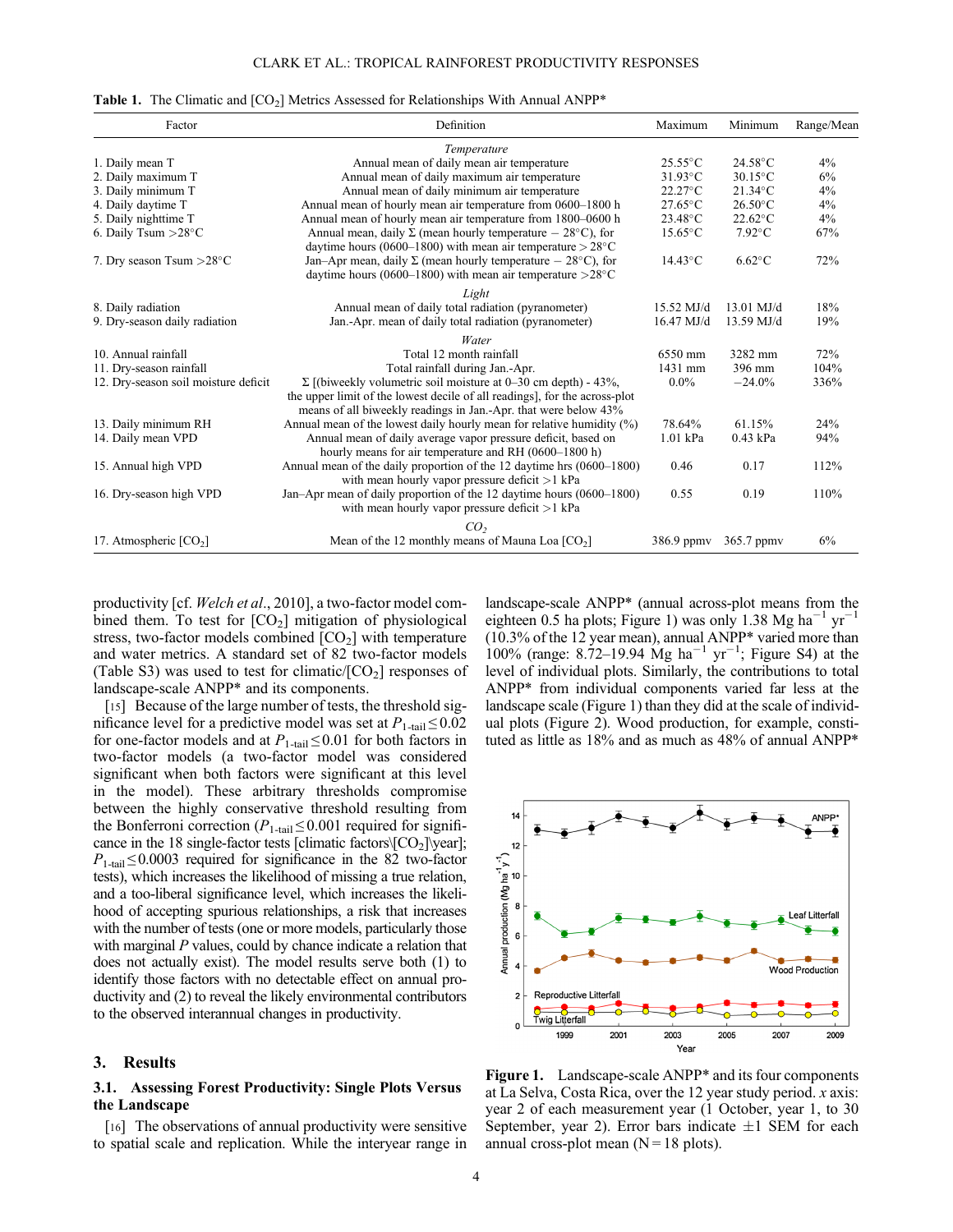**Table 1.** The Climatic and $[CO_2]$ Metrics Assessed for Relationships With Annual ANPP*

| Factor | Definition | Maximum | Minimum | Range/Mean |
|---|---|---|---|---|
| | *Temperature* | | | |
| 1. Daily mean T | Annual mean of daily mean air temperature | 25.55°C | 24.58°C | 4% |
| 2. Daily maximum T | Annual mean of daily maximum air temperature | 31.93°C | 30.15°C | 6% |
| 3. Daily minimum T | Annual mean of daily minimum air temperature | 22.27°C | 21.34°C | 4% |
| 4. Daily daytime T | Annual mean of hourly mean air temperature from 0600–1800 h | 27.65°C | 26.50°C | 4% |
| 5. Daily nighttime T | Annual mean of hourly mean air temperature from 1800–0600 h | 23.48°C | 22.62°C | 4% |
| 6. Daily Tsum >28°C | Annual mean, daily Σ (mean hourly temperature − 28°C), for daytime hours (0600–1800) with mean air temperature > 28°C | 15.65°C | 7.92°C | 67% |
| 7. Dry season Tsum >28°C | Jan–Apr mean, daily Σ (mean hourly temperature − 28°C), for daytime hours (0600–1800) with mean air temperature >28°C | 14.43°C | 6.62°C | 72% |
| | *Light* | | | |
| 8. Daily radiation | Annual mean of daily total radiation (pyranometer) | 15.52 MJ/d | 13.01 MJ/d | 18% |
| 9. Dry-season daily radiation | Jan.-Apr. mean of daily total radiation (pyranometer) | 16.47 MJ/d | 13.59 MJ/d | 19% |
| | *Water* | | | |
| 10. Annual rainfall | Total 12 month rainfall | 6550 mm | 3282 mm | 72% |
| 11. Dry-season rainfall | Total rainfall during Jan.-Apr. | 1431 mm | 396 mm | 104% |
| 12. Dry-season soil moisture deficit | Σ [(biweekly volumetric soil moisture at 0–30 cm depth) - 43%, the upper limit of the lowest decile of all readings], for the across-plot means of all biweekly readings in Jan.-Apr. that were below 43% | 0.0% | −24.0% | 336% |
| 13. Daily minimum RH | Annual mean of the lowest daily hourly mean for relative humidity (%) | 78.64% | 61.15% | 24% |
| 14. Daily mean VPD | Annual mean of daily average vapor pressure deficit, based on hourly means for air temperature and RH (0600–1800 h) | 1.01 kPa | 0.43 kPa | 94% |
| 15. Annual high VPD | Annual mean of the daily proportion of the 12 daytime hrs (0600–1800) with mean hourly vapor pressure deficit >1 kPa | 0.46 | 0.17 | 112% |
| 16. Dry-season high VPD | Jan–Apr mean of daily proportion of the 12 daytime hours (0600–1800) with mean hourly vapor pressure deficit >1 kPa | 0.55 | 0.19 | 110% |
| | *$CO_2$* | | | |
| 17. Atmospheric $[CO_2]$ | Mean of the 12 monthly means of Mauna Loa $[CO_2]$ | 386.9 ppmv | 365.7 ppmv | 6% |

productivity [cf. *Welch et al.*, 2010], a two-factor model combined them. To test for $[CO_2]$ mitigation of physiological stress, two-factor models combined $[CO_2]$ with temperature and water metrics. A standard set of 82 two-factor models (Table S3) was used to test for climatic/$[CO_2]$ responses of landscape-scale ANPP* and its components.

[15] Because of the large number of tests, the threshold significance level for a predictive model was set at $P_{1\text{-tail}} \leq 0.02$ for one-factor models and at $P_{1\text{-tail}} \leq 0.01$ for both factors in two-factor models (a two-factor model was considered significant when both factors were significant at this level in the model). These arbitrary thresholds compromise between the highly conservative threshold resulting from the Bonferroni correction ($P_{1\text{-tail}} \leq 0.001$ required for significance in the 18 single-factor tests [climatic factors\[CO2]\year]; $P_{1\text{-tail}} \leq 0.0003$ required for significance in the 82 two-factor tests), which increases the likelihood of missing a true relation, and a too-liberal significance level, which increases the likelihood of accepting spurious relationships, a risk that increases with the number of tests (one or more models, particularly those with marginal *P* values, could by chance indicate a relation that does not actually exist). The model results serve both (1) to identify those factors with no detectable effect on annual productivity and (2) to reveal the likely environmental contributors to the observed interannual changes in productivity.

## 3. Results

### 3.1. Assessing Forest Productivity: Single Plots Versus the Landscape

[16] The observations of annual productivity were sensitive to spatial scale and replication. While the interyear range in landscape-scale ANPP* (annual across-plot means from the eighteen 0.5 ha plots; Figure 1) was only 1.38 Mg ha$^{-1}$ yr$^{-1}$ (10.3% of the 12 year mean), annual ANPP* varied more than 100% (range: 8.72–19.94 Mg ha$^{-1}$ yr$^{-1}$; Figure S4) at the level of individual plots. Similarly, the contributions to total ANPP* from individual components varied far less at the landscape scale (Figure 1) than they did at the scale of individual plots (Figure 2). Wood production, for example, constituted as little as 18% and as much as 48% of annual ANPP*

**Figure 1.** Landscape-scale ANPP* and its four components at La Selva, Costa Rica, over the 12 year study period. *x* axis: year 2 of each measurement year (1 October, year 1, to 30 September, year 2). Error bars indicate ±1 SEM for each annual cross-plot mean (N = 18 plots).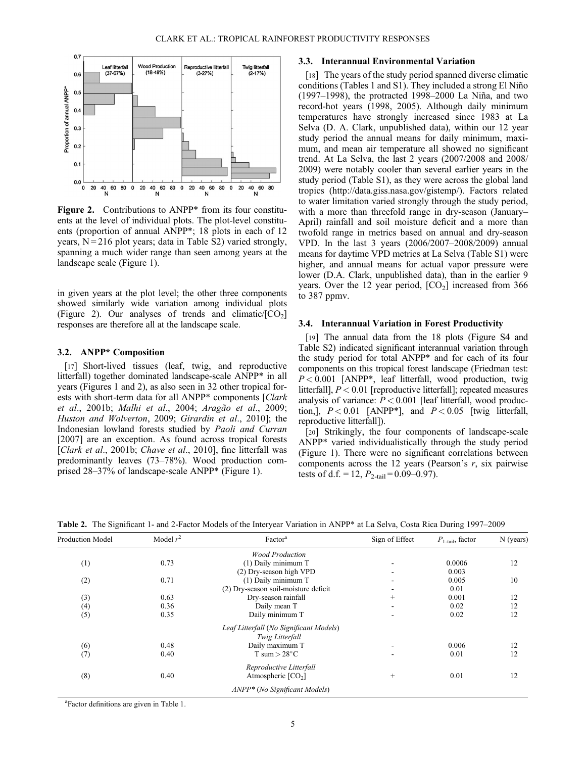**Figure 2.** Contributions to ANPP* from its four constituents at the level of individual plots. The plot-level constituents (proportion of annual ANPP*; 18 plots in each of 12 years, N = 216 plot years; data in Table S2) varied strongly, spanning a much wider range than seen among years at the landscape scale (Figure 1).

in given years at the plot level; the other three components showed similarly wide variation among individual plots (Figure 2). Our analyses of trends and climatic/[$CO_2$] responses are therefore all at the landscape scale.

### 3.2. ANPP* Composition

[17] Short-lived tissues (leaf, twig, and reproductive litterfall) together dominated landscape-scale ANPP* in all years (Figures 1 and 2), as also seen in 32 other tropical forests with short-term data for all ANPP* components [*Clark et al.*, 2001b; *Malhi et al.*, 2004; *Aragão et al.*, 2009; *Huston and Wolverton*, 2009; *Girardin et al.*, 2010]; the Indonesian lowland forests studied by *Paoli and Curran* [2007] are an exception. As found across tropical forests [*Clark et al.*, 2001b; *Chave et al.*, 2010], fine litterfall was predominantly leaves (73–78%). Wood production comprised 28–37% of landscape-scale ANPP* (Figure 1).

### 3.3. Interannual Environmental Variation

[18] The years of the study period spanned diverse climatic conditions (Tables 1 and S1). They included a strong El Niño (1997–1998), the protracted 1998–2000 La Niña, and two record-hot years (1998, 2005). Although daily minimum temperatures have strongly increased since 1983 at La Selva (D. A. Clark, unpublished data), within our 12 year study period the annual means for daily minimum, maximum, and mean air temperature all showed no significant trend. At La Selva, the last 2 years (2007/2008 and 2008/2009) were notably cooler than several earlier years in the study period (Table S1), as they were across the global land tropics (http://data.giss.nasa.gov/gistemp/). Factors related to water limitation varied strongly through the study period, with a more than threefold range in dry-season (January–April) rainfall and soil moisture deficit and a more than twofold range in metrics based on annual and dry-season VPD. In the last 3 years (2006/2007–2008/2009) annual means for daytime VPD metrics at La Selva (Table S1) were higher, and annual means for actual vapor pressure were lower (D.A. Clark, unpublished data), than in the earlier 9 years. Over the 12 year period, [$CO_2$] increased from 366 to 387 ppmv.

### 3.4. Interannual Variation in Forest Productivity

[19] The annual data from the 18 plots (Figure S4 and Table S2) indicated significant interannual variation through the study period for total ANPP* and for each of its four components on this tropical forest landscape (Friedman test: $P < 0.001$ [ANPP*, leaf litterfall, wood production, twig litterfall], $P < 0.01$ [reproductive litterfall]; repeated measures analysis of variance: $P < 0.001$ [leaf litterfall, wood production,], $P < 0.01$ [ANPP*], and $P < 0.05$ [twig litterfall, reproductive litterfall]).

[20] Strikingly, the four components of landscape-scale ANPP* varied individualistically through the study period (Figure 1). There were no significant correlations between components across the 12 years (Pearson's $r$, six pairwise tests of d.f. = 12, $P_{2\text{-tail}} = 0.09$–$0.97$).

**Table 2.** The Significant 1- and 2-Factor Models of the Interyear Variation in ANPP* at La Selva, Costa Rica During 1997–2009

| Production Model | Model $r^2$ | Factor[a] | Sign of Effect | $P_{1\text{-tail}}$, factor | N (years) |
|---|---|---|---|---|---|
| | | *Wood Production* | | | |
| (1) | 0.73 | (1) Daily minimum T | - | 0.0006 | 12 |
| | | (2) Dry-season high VPD | - | 0.003 | |
| (2) | 0.71 | (1) Daily minimum T | - | 0.005 | 10 |
| | | (2) Dry-season soil-moisture deficit | - | 0.01 | |
| (3) | 0.63 | Dry-season rainfall | + | 0.001 | 12 |
| (4) | 0.36 | Daily mean T | - | 0.02 | 12 |
| (5) | 0.35 | Daily minimum T | - | 0.02 | 12 |
| | | *Leaf Litterfall (No Significant Models)* | | | |
| | | *Twig Litterfall* | | | |
| (6) | 0.48 | Daily maximum T | - | 0.006 | 12 |
| (7) | 0.40 | T sum > 28°C | - | 0.01 | 12 |
| | | *Reproductive Litterfall* | | | |
| (8) | 0.40 | Atmospheric [$CO_2$] | + | 0.01 | 12 |
| | | *ANPP* (No Significant Models)* | | | |

[a]Factor definitions are given in Table 1.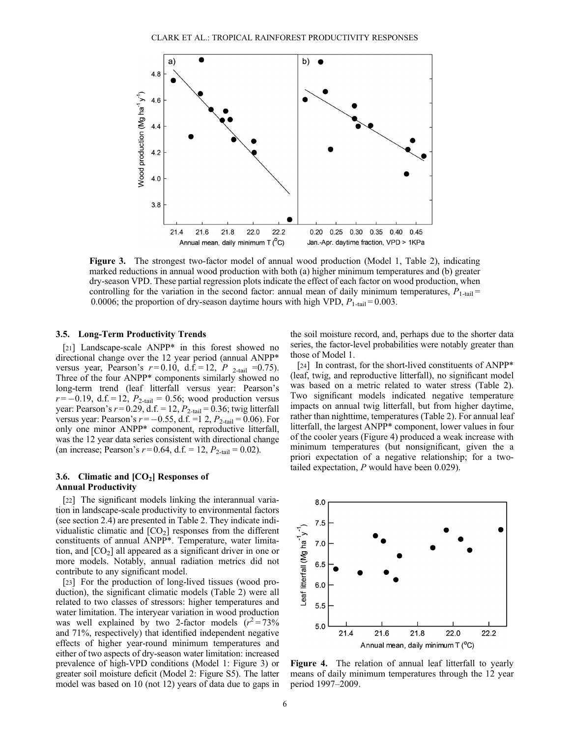**Figure 3.** The strongest two-factor model of annual wood production (Model 1, Table 2), indicating marked reductions in annual wood production with both (a) higher minimum temperatures and (b) greater dry-season VPD. These partial regression plots indicate the effect of each factor on wood production, when controlling for the variation in the second factor: annual mean of daily minimum temperatures, $P_{1\text{-tail}} = 0.0006$; the proportion of dry-season daytime hours with high VPD, $P_{1\text{-tail}} = 0.003$.

### 3.5. Long-Term Productivity Trends

[21] Landscape-scale ANPP* in this forest showed no directional change over the 12 year period (annual ANPP* versus year, Pearson's $r = 0.10$, d.f. = 12, $P_{2\text{-tail}} = 0.75$). Three of the four ANPP* components similarly showed no long-term trend (leaf litterfall versus year: Pearson's $r = -0.19$, d.f. = 12, $P_{2\text{-tail}} = 0.56$; wood production versus year: Pearson's $r = 0.29$, d.f. = 12, $P_{2\text{-tail}} = 0.36$; twig litterfall versus year: Pearson's $r = -0.55$, d.f. = 12, $P_{2\text{-tail}} = 0.06$). For only one minor ANPP* component, reproductive litterfall, was the 12 year data series consistent with directional change (an increase; Pearson's $r = 0.64$, d.f. = 12, $P_{2\text{-tail}} = 0.02$).

### 3.6. Climatic and [$CO_2$] Responses of Annual Productivity

[22] The significant models linking the interannual variation in landscape-scale productivity to environmental factors (see section 2.4) are presented in Table 2. They indicate individualistic climatic and [$CO_2$] responses from the different constituents of annual ANPP*. Temperature, water limitation, and [$CO_2$] all appeared as a significant driver in one or more models. Notably, annual radiation metrics did not contribute to any significant model.

[23] For the production of long-lived tissues (wood production), the significant climatic models (Table 2) were all related to two classes of stressors: higher temperatures and water limitation. The interyear variation in wood production was well explained by two 2-factor models ($r^2 = 73\%$ and 71%, respectively) that identified independent negative effects of higher year-round minimum temperatures and either of two aspects of dry-season water limitation: increased prevalence of high-VPD conditions (Model 1: Figure 3) or greater soil moisture deficit (Model 2: Figure S5). The latter model was based on 10 (not 12) years of data due to gaps in the soil moisture record, and, perhaps due to the shorter data series, the factor-level probabilities were notably greater than those of Model 1.

[24] In contrast, for the short-lived constituents of ANPP* (leaf, twig, and reproductive litterfall), no significant model was based on a metric related to water stress (Table 2). Two significant models indicated negative temperature impacts on annual twig litterfall, but from higher daytime, rather than nighttime, temperatures (Table 2). For annual leaf litterfall, the largest ANPP* component, lower values in four of the cooler years (Figure 4) produced a weak increase with minimum temperatures (but nonsignificant, given the a priori expectation of a negative relationship; for a two-tailed expectation, $P$ would have been 0.029).

**Figure 4.** The relation of annual leaf litterfall to yearly means of daily minimum temperatures through the 12 year period 1997–2009.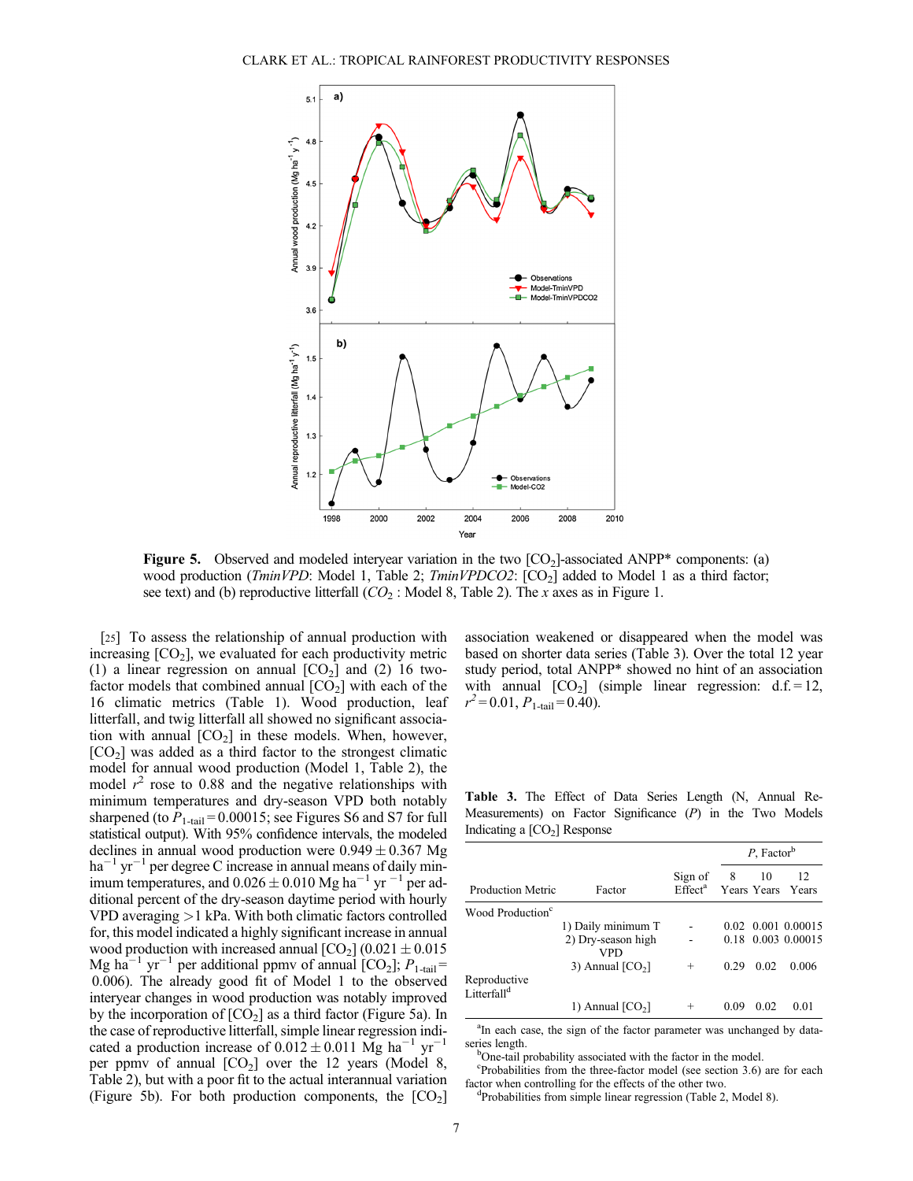**Figure 5.** Observed and modeled interyear variation in the two $[CO_2]$-associated ANPP* components: (a) wood production (*TminVPD*: Model 1, Table 2; *TminVPDCO2*: $[CO_2]$ added to Model 1 as a third factor; see text) and (b) reproductive litterfall (*$CO_2$* : Model 8, Table 2). The *x* axes as in Figure 1.

[25] To assess the relationship of annual production with increasing $[CO_2]$, we evaluated for each productivity metric (1) a linear regression on annual $[CO_2]$ and (2) 16 two-factor models that combined annual $[CO_2]$ with each of the 16 climatic metrics (Table 1). Wood production, leaf litterfall, and twig litterfall all showed no significant association with annual $[CO_2]$ in these models. When, however, $[CO_2]$ was added as a third factor to the strongest climatic model for annual wood production (Model 1, Table 2), the model $r^2$ rose to 0.88 and the negative relationships with minimum temperatures and dry-season VPD both notably sharpened (to $P_{1\text{-tail}} = 0.00015$; see Figures S6 and S7 for full statistical output). With 95% confidence intervals, the modeled declines in annual wood production were $0.949 \pm 0.367$ Mg ha$^{-1}$ yr$^{-1}$ per degree C increase in annual means of daily minimum temperatures, and $0.026 \pm 0.010$ Mg ha$^{-1}$ yr$^{-1}$ per additional percent of the dry-season daytime period with hourly VPD averaging >1 kPa. With both climatic factors controlled for, this model indicated a highly significant increase in annual wood production with increased annual $[CO_2]$ ($0.021 \pm 0.015$ Mg ha$^{-1}$ yr$^{-1}$ per additional ppmv of annual $[CO_2]$; $P_{1\text{-tail}} = 0.006$). The already good fit of Model 1 to the observed interyear changes in wood production was notably improved by the incorporation of $[CO_2]$ as a third factor (Figure 5a). In the case of reproductive litterfall, simple linear regression indicated a production increase of $0.012 \pm 0.011$ Mg ha$^{-1}$ yr$^{-1}$ per ppmv of annual $[CO_2]$ over the 12 years (Model 8, Table 2), but with a poor fit to the actual interannual variation (Figure 5b). For both production components, the $[CO_2]$ association weakened or disappeared when the model was based on shorter data series (Table 3). Over the total 12 year study period, total ANPP* showed no hint of an association with annual $[CO_2]$ (simple linear regression: d.f. = 12, $r^2 = 0.01$, $P_{1\text{-tail}} = 0.40$).

**Table 3.** The Effect of Data Series Length (N, Annual Re-Measurements) on Factor Significance (*P*) in the Two Models Indicating a $[CO_2]$ Response

| Production Metric | Factor | Sign of Effect[a] | *P*, Factor[b] | | |
|---|---|---|---|---|---|
| | | | 8 Years | 10 Years | 12 Years |
| Wood Production[c] | 1) Daily minimum T | - | 0.02 | 0.001 | 0.00015 |
| | 2) Dry-season high VPD | - | 0.18 | 0.003 | 0.00015 |
| | 3) Annual $[CO_2]$ | + | 0.29 | 0.02 | 0.006 |
| Reproductive Litterfall[d] | 1) Annual $[CO_2]$ | + | 0.09 | 0.02 | 0.01 |

[a]In each case, the sign of the factor parameter was unchanged by data-series length.
[b]One-tail probability associated with the factor in the model.
[c]Probabilities from the three-factor model (see section 3.6) are for each factor when controlling for the effects of the other two.
[d]Probabilities from simple linear regression (Table 2, Model 8).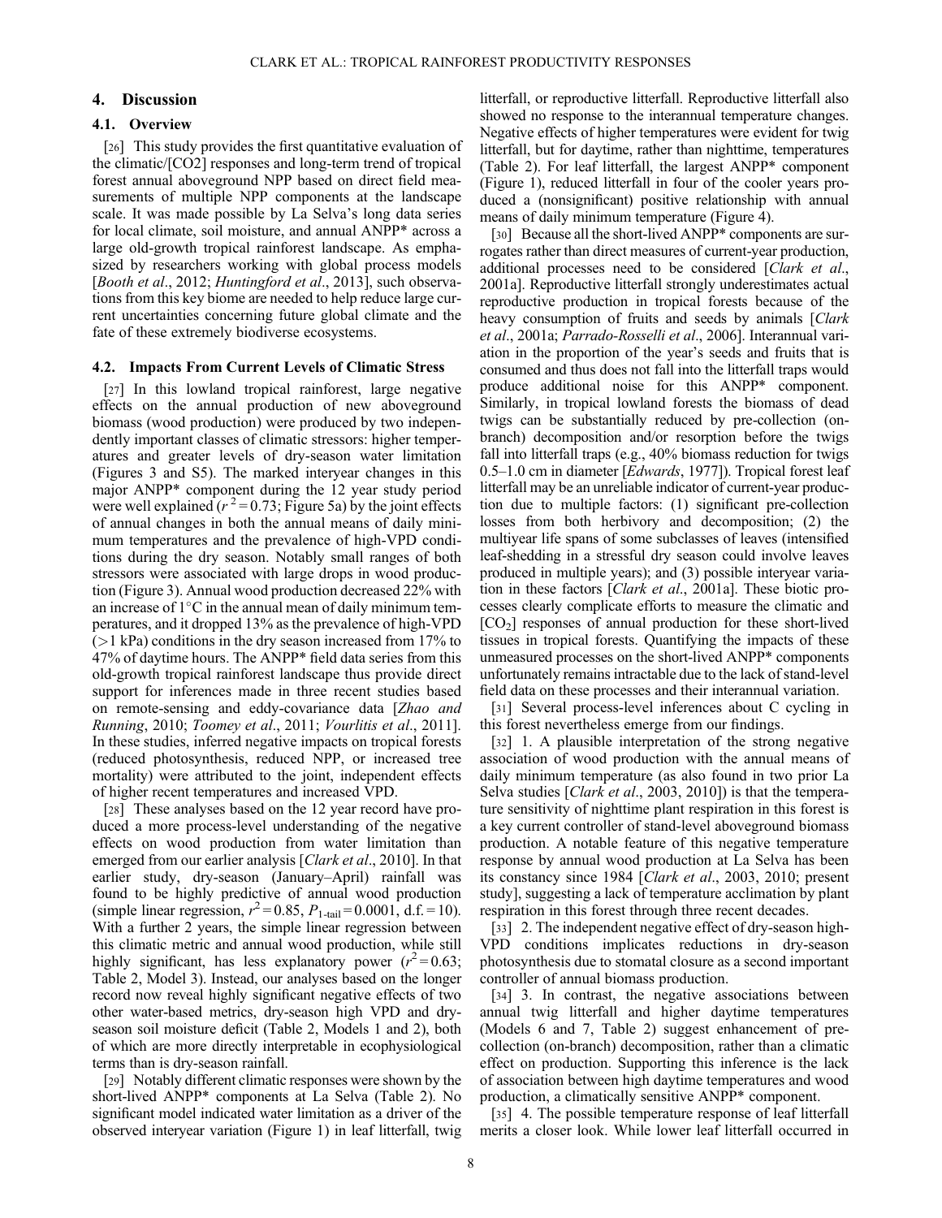## 4. Discussion

### 4.1. Overview

[26] This study provides the first quantitative evaluation of the climatic/[CO2] responses and long-term trend of tropical forest annual aboveground NPP based on direct field measurements of multiple NPP components at the landscape scale. It was made possible by La Selva's long data series for local climate, soil moisture, and annual ANPP* across a large old-growth tropical rainforest landscape. As emphasized by researchers working with global process models [*Booth et al*., 2012; *Huntingford et al*., 2013], such observations from this key biome are needed to help reduce large current uncertainties concerning future global climate and the fate of these extremely biodiverse ecosystems.

### 4.2. Impacts From Current Levels of Climatic Stress

[27] In this lowland tropical rainforest, large negative effects on the annual production of new aboveground biomass (wood production) were produced by two independently important classes of climatic stressors: higher temperatures and greater levels of dry-season water limitation (Figures 3 and S5). The marked interyear changes in this major ANPP* component during the 12 year study period were well explained ($r^2 = 0.73$; Figure 5a) by the joint effects of annual changes in both the annual means of daily minimum temperatures and the prevalence of high-VPD conditions during the dry season. Notably small ranges of both stressors were associated with large drops in wood production (Figure 3). Annual wood production decreased 22% with an increase of 1°C in the annual mean of daily minimum temperatures, and it dropped 13% as the prevalence of high-VPD (>1 kPa) conditions in the dry season increased from 17% to 47% of daytime hours. The ANPP* field data series from this old-growth tropical rainforest landscape thus provide direct support for inferences made in three recent studies based on remote-sensing and eddy-covariance data [*Zhao and Running*, 2010; *Toomey et al*., 2011; *Vourlitis et al*., 2011]. In these studies, inferred negative impacts on tropical forests (reduced photosynthesis, reduced NPP, or increased tree mortality) were attributed to the joint, independent effects of higher recent temperatures and increased VPD.

[28] These analyses based on the 12 year record have produced a more process-level understanding of the negative effects on wood production from water limitation than emerged from our earlier analysis [*Clark et al*., 2010]. In that earlier study, dry-season (January–April) rainfall was found to be highly predictive of annual wood production (simple linear regression, $r^2 = 0.85$, $P_{1\text{-tail}} = 0.0001$, d.f. = 10). With a further 2 years, the simple linear regression between this climatic metric and annual wood production, while still highly significant, has less explanatory power ($r^2 = 0.63$; Table 2, Model 3). Instead, our analyses based on the longer record now reveal highly significant negative effects of two other water-based metrics, dry-season high VPD and dry-season soil moisture deficit (Table 2, Models 1 and 2), both of which are more directly interpretable in ecophysiological terms than is dry-season rainfall.

[29] Notably different climatic responses were shown by the short-lived ANPP* components at La Selva (Table 2). No significant model indicated water limitation as a driver of the observed interyear variation (Figure 1) in leaf litterfall, twig litterfall, or reproductive litterfall. Reproductive litterfall also showed no response to the interannual temperature changes. Negative effects of higher temperatures were evident for twig litterfall, but for daytime, rather than nighttime, temperatures (Table 2). For leaf litterfall, the largest ANPP* component (Figure 1), reduced litterfall in four of the cooler years produced a (nonsignificant) positive relationship with annual means of daily minimum temperature (Figure 4).

[30] Because all the short-lived ANPP* components are surrogates rather than direct measures of current-year production, additional processes need to be considered [*Clark et al*., 2001a]. Reproductive litterfall strongly underestimates actual reproductive production in tropical forests because of the heavy consumption of fruits and seeds by animals [*Clark et al*., 2001a; *Parrado-Rosselli et al*., 2006]. Interannual variation in the proportion of the year's seeds and fruits that is consumed and thus does not fall into the litterfall traps would produce additional noise for this ANPP* component. Similarly, in tropical lowland forests the biomass of dead twigs can be substantially reduced by pre-collection (on-branch) decomposition and/or resorption before the twigs fall into litterfall traps (e.g., 40% biomass reduction for twigs 0.5–1.0 cm in diameter [*Edwards*, 1977]). Tropical forest leaf litterfall may be an unreliable indicator of current-year production due to multiple factors: (1) significant pre-collection losses from both herbivory and decomposition; (2) the multiyear life spans of some subclasses of leaves (intensified leaf-shedding in a stressful dry season could involve leaves produced in multiple years); and (3) possible interyear variation in these factors [*Clark et al*., 2001a]. These biotic processes clearly complicate efforts to measure the climatic and [$CO_2$] responses of annual production for these short-lived tissues in tropical forests. Quantifying the impacts of these unmeasured processes on the short-lived ANPP* components unfortunately remains intractable due to the lack of stand-level field data on these processes and their interannual variation.

[31] Several process-level inferences about C cycling in this forest nevertheless emerge from our findings.

[32] 1. A plausible interpretation of the strong negative association of wood production with the annual means of daily minimum temperature (as also found in two prior La Selva studies [*Clark et al*., 2003, 2010]) is that the temperature sensitivity of nighttime plant respiration in this forest is a key current controller of stand-level aboveground biomass production. A notable feature of this negative temperature response by annual wood production at La Selva has been its constancy since 1984 [*Clark et al*., 2003, 2010; present study], suggesting a lack of temperature acclimation by plant respiration in this forest through three recent decades.

[33] 2. The independent negative effect of dry-season high-VPD conditions implicates reductions in dry-season photosynthesis due to stomatal closure as a second important controller of annual biomass production.

[34] 3. In contrast, the negative associations between annual twig litterfall and higher daytime temperatures (Models 6 and 7, Table 2) suggest enhancement of pre-collection (on-branch) decomposition, rather than a climatic effect on production. Supporting this inference is the lack of association between high daytime temperatures and wood production, a climatically sensitive ANPP* component.

[35] 4. The possible temperature response of leaf litterfall merits a closer look. While lower leaf litterfall occurred in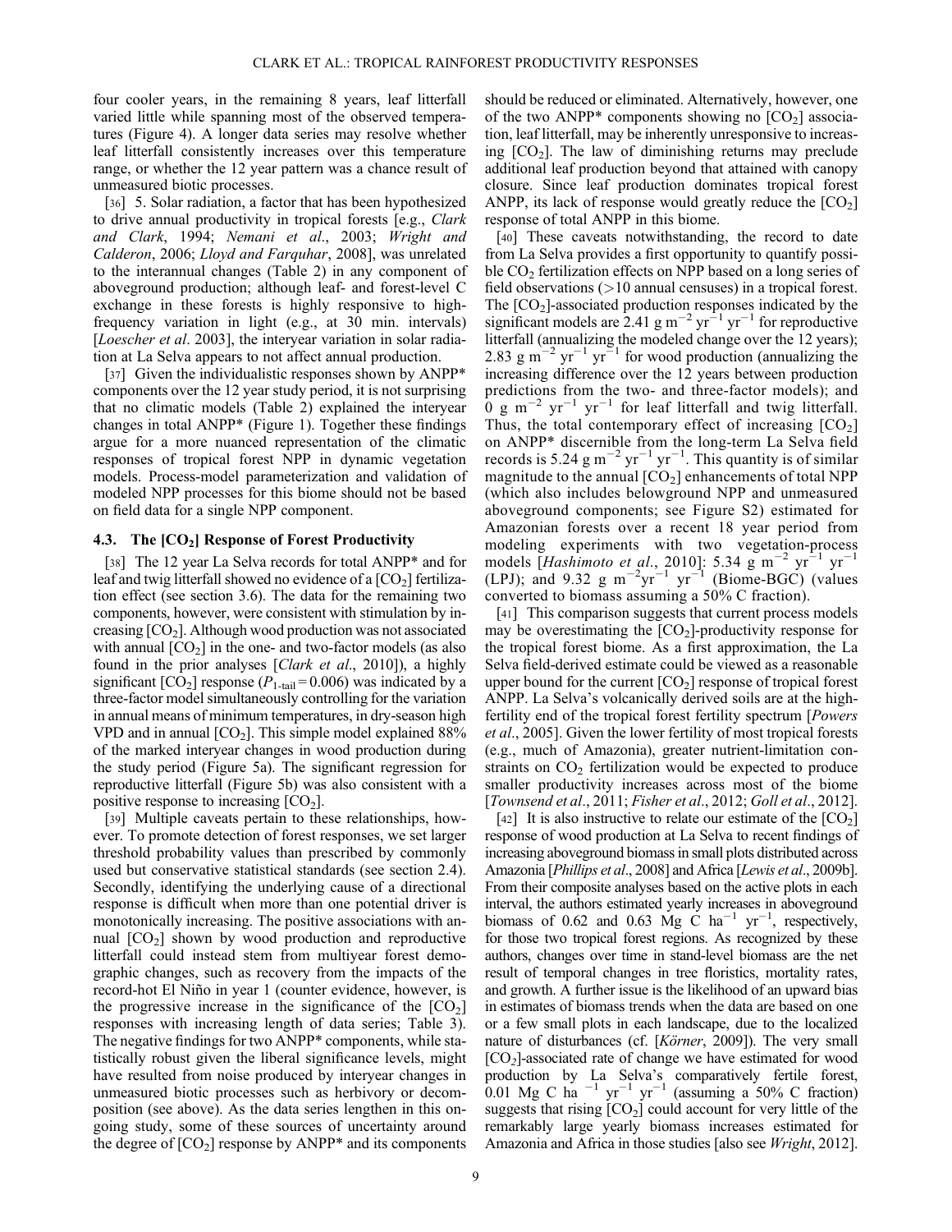four cooler years, in the remaining 8 years, leaf litterfall varied little while spanning most of the observed temperatures (Figure 4). A longer data series may resolve whether leaf litterfall consistently increases over this temperature range, or whether the 12 year pattern was a chance result of unmeasured biotic processes.

[36] 5. Solar radiation, a factor that has been hypothesized to drive annual productivity in tropical forests [e.g., *Clark and Clark*, 1994; *Nemani et al*., 2003; *Wright and Calderon*, 2006; *Lloyd and Farquhar*, 2008], was unrelated to the interannual changes (Table 2) in any component of aboveground production; although leaf- and forest-level C exchange in these forests is highly responsive to high-frequency variation in light (e.g., at 30 min. intervals) [*Loescher et al*. 2003], the interyear variation in solar radiation at La Selva appears to not affect annual production.

[37] Given the individualistic responses shown by ANPP* components over the 12 year study period, it is not surprising that no climatic models (Table 2) explained the interyear changes in total ANPP* (Figure 1). Together these findings argue for a more nuanced representation of the climatic responses of tropical forest NPP in dynamic vegetation models. Process-model parameterization and validation of modeled NPP processes for this biome should not be based on field data for a single NPP component.

### 4.3. The [$CO_2$] Response of Forest Productivity

[38] The 12 year La Selva records for total ANPP* and for leaf and twig litterfall showed no evidence of a [$CO_2$] fertilization effect (see section 3.6). The data for the remaining two components, however, were consistent with stimulation by increasing [$CO_2$]. Although wood production was not associated with annual [$CO_2$] in the one- and two-factor models (as also found in the prior analyses [*Clark et al*., 2010]), a highly significant [$CO_2$] response ($P_{1\text{-tail}} = 0.006$) was indicated by a three-factor model simultaneously controlling for the variation in annual means of minimum temperatures, in dry-season high VPD and in annual [$CO_2$]. This simple model explained 88% of the marked interyear changes in wood production during the study period (Figure 5a). The significant regression for reproductive litterfall (Figure 5b) was also consistent with a positive response to increasing [$CO_2$].

[39] Multiple caveats pertain to these relationships, however. To promote detection of forest responses, we set larger threshold probability values than prescribed by commonly used but conservative statistical standards (see section 2.4). Secondly, identifying the underlying cause of a directional response is difficult when more than one potential driver is monotonically increasing. The positive associations with annual [$CO_2$] shown by wood production and reproductive litterfall could instead stem from multiyear forest demographic changes, such as recovery from the impacts of the record-hot El Niño in year 1 (counter evidence, however, is the progressive increase in the significance of the [$CO_2$] responses with increasing length of data series; Table 3). The negative findings for two ANPP* components, while statistically robust given the liberal significance levels, might have resulted from noise produced by interyear changes in unmeasured biotic processes such as herbivory or decomposition (see above). As the data series lengthen in this ongoing study, some of these sources of uncertainty around the degree of [$CO_2$] response by ANPP* and its components should be reduced or eliminated. Alternatively, however, one of the two ANPP* components showing no [$CO_2$] association, leaf litterfall, may be inherently unresponsive to increasing [$CO_2$]. The law of diminishing returns may preclude additional leaf production beyond that attained with canopy closure. Since leaf production dominates tropical forest ANPP, its lack of response would greatly reduce the [$CO_2$] response of total ANPP in this biome.

[40] These caveats notwithstanding, the record to date from La Selva provides a first opportunity to quantify possible $CO_2$ fertilization effects on NPP based on a long series of field observations (>10 annual censuses) in a tropical forest. The [$CO_2$]-associated production responses indicated by the significant models are 2.41 g $m^{-2}$ $yr^{-1}$ $yr^{-1}$ for reproductive litterfall (annualizing the modeled change over the 12 years); 2.83 g $m^{-2}$ $yr^{-1}$ $yr^{-1}$ for wood production (annualizing the increasing difference over the 12 years between production predictions from the two- and three-factor models); and 0 g $m^{-2}$ $yr^{-1}$ $yr^{-1}$ for leaf litterfall and twig litterfall. Thus, the total contemporary effect of increasing [$CO_2$] on ANPP* discernible from the long-term La Selva field records is 5.24 g $m^{-2}$ $yr^{-1}$ $yr^{-1}$. This quantity is of similar magnitude to the annual [$CO_2$] enhancements of total NPP (which also includes belowground NPP and unmeasured aboveground components; see Figure S2) estimated for Amazonian forests over a recent 18 year period from modeling experiments with two vegetation-process models [*Hashimoto et al*., 2010]: 5.34 g $m^{-2}$ $yr^{-1}$ $yr^{-1}$ (LPJ); and 9.32 g $m^{-2}yr^{-1}$ $yr^{-1}$ (Biome-BGC) (values converted to biomass assuming a 50% C fraction).

[41] This comparison suggests that current process models may be overestimating the [$CO_2$]-productivity response for the tropical forest biome. As a first approximation, the La Selva field-derived estimate could be viewed as a reasonable upper bound for the current [$CO_2$] response of tropical forest ANPP. La Selva's volcanically derived soils are at the high-fertility end of the tropical forest fertility spectrum [*Powers et al*., 2005]. Given the lower fertility of most tropical forests (e.g., much of Amazonia), greater nutrient-limitation constraints on $CO_2$ fertilization would be expected to produce smaller productivity increases across most of the biome [*Townsend et al*., 2011; *Fisher et al*., 2012; *Goll et al*., 2012].

[42] It is also instructive to relate our estimate of the [$CO_2$] response of wood production at La Selva to recent findings of increasing aboveground biomass in small plots distributed across Amazonia [*Phillips et al*., 2008] and Africa [*Lewis et al*., 2009b]. From their composite analyses based on the active plots in each interval, the authors estimated yearly increases in aboveground biomass of 0.62 and 0.63 Mg C $ha^{-1}$ $yr^{-1}$, respectively, for those two tropical forest regions. As recognized by these authors, changes over time in stand-level biomass are the net result of temporal changes in tree floristics, mortality rates, and growth. A further issue is the likelihood of an upward bias in estimates of biomass trends when the data are based on one or a few small plots in each landscape, due to the localized nature of disturbances (cf. [*Körner*, 2009]). The very small [$CO_2$]-associated rate of change we have estimated for wood production by La Selva's comparatively fertile forest, 0.01 Mg C $ha^{-1}$ $yr^{-1}$ $yr^{-1}$ (assuming a 50% C fraction) suggests that rising [$CO_2$] could account for very little of the remarkably large yearly biomass increases estimated for Amazonia and Africa in those studies [also see *Wright*, 2012].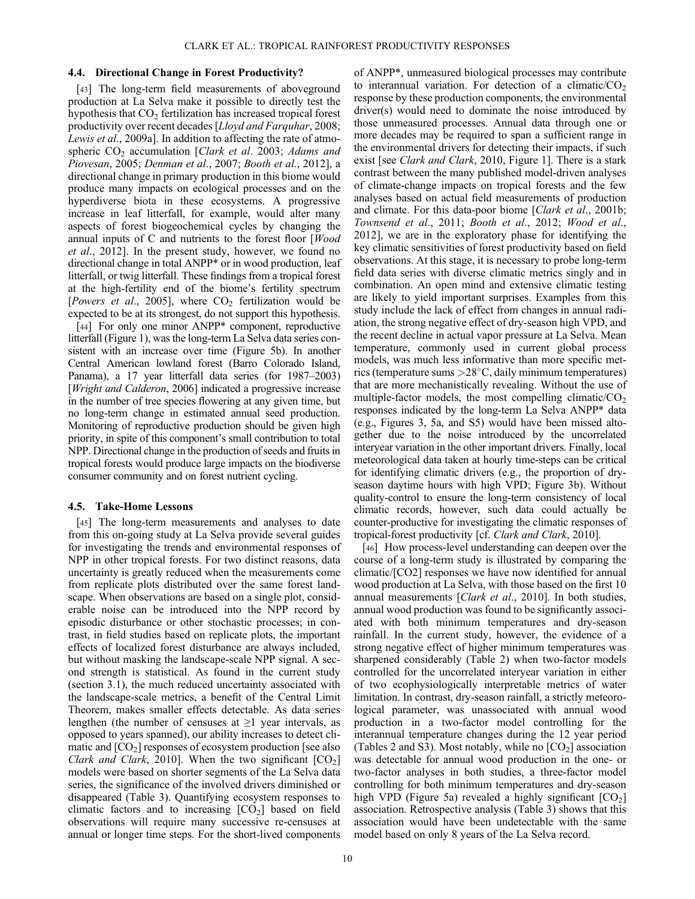### 4.4. Directional Change in Forest Productivity?

[43] The long-term field measurements of aboveground production at La Selva make it possible to directly test the hypothesis that $CO_2$ fertilization has increased tropical forest productivity over recent decades [*Lloyd and Farquhar*, 2008; *Lewis et al*., 2009a]. In addition to affecting the rate of atmospheric $CO_2$ accumulation [*Clark et al*. 2003; *Adams and Piovesan*, 2005; *Denman et al*., 2007; *Booth et al*., 2012], a directional change in primary production in this biome would produce many impacts on ecological processes and on the hyperdiverse biota in these ecosystems. A progressive increase in leaf litterfall, for example, would alter many aspects of forest biogeochemical cycles by changing the annual inputs of C and nutrients to the forest floor [*Wood et al*., 2012]. In the present study, however, we found no directional change in total ANPP* or in wood production, leaf litterfall, or twig litterfall. These findings from a tropical forest at the high-fertility end of the biome's fertility spectrum [*Powers et al*., 2005], where $CO_2$ fertilization would be expected to be at its strongest, do not support this hypothesis.

[44] For only one minor ANPP* component, reproductive litterfall (Figure 1), was the long-term La Selva data series consistent with an increase over time (Figure 5b). In another Central American lowland forest (Barro Colorado Island, Panama), a 17 year litterfall data series (for 1987–2003) [*Wright and Calderon*, 2006] indicated a progressive increase in the number of tree species flowering at any given time, but no long-term change in estimated annual seed production. Monitoring of reproductive production should be given high priority, in spite of this component's small contribution to total NPP. Directional change in the production of seeds and fruits in tropical forests would produce large impacts on the biodiverse consumer community and on forest nutrient cycling.

### 4.5. Take-Home Lessons

[45] The long-term measurements and analyses to date from this on-going study at La Selva provide several guides for investigating the trends and environmental responses of NPP in other tropical forests. For two distinct reasons, data uncertainty is greatly reduced when the measurements come from replicate plots distributed over the same forest landscape. When observations are based on a single plot, considerable noise can be introduced into the NPP record by episodic disturbance or other stochastic processes; in contrast, in field studies based on replicate plots, the important effects of localized forest disturbance are always included, but without masking the landscape-scale NPP signal. A second strength is statistical. As found in the current study (section 3.1), the much reduced uncertainty associated with the landscape-scale metrics, a benefit of the Central Limit Theorem, makes smaller effects detectable. As data series lengthen (the number of censuses at $\geq$1 year intervals, as opposed to years spanned), our ability increases to detect climatic and [$CO_2$] responses of ecosystem production [see also *Clark and Clark*, 2010]. When the two significant [$CO_2$] models were based on shorter segments of the La Selva data series, the significance of the involved drivers diminished or disappeared (Table 3). Quantifying ecosystem responses to climatic factors and to increasing [$CO_2$] based on field observations will require many successive re-censuses at annual or longer time steps. For the short-lived components of ANPP*, unmeasured biological processes may contribute to interannual variation. For detection of a climatic/$CO_2$ response by these production components, the environmental driver(s) would need to dominate the noise introduced by those unmeasured processes. Annual data through one or more decades may be required to span a sufficient range in the environmental drivers for detecting their impacts, if such exist [see *Clark and Clark*, 2010, Figure 1]. There is a stark contrast between the many published model-driven analyses of climate-change impacts on tropical forests and the few analyses based on actual field measurements of production and climate. For this data-poor biome [*Clark et al*., 2001b; *Townsend et al*., 2011; *Booth et al*., 2012; *Wood et al*., 2012], we are in the exploratory phase for identifying the key climatic sensitivities of forest productivity based on field observations. At this stage, it is necessary to probe long-term field data series with diverse climatic metrics singly and in combination. An open mind and extensive climatic testing are likely to yield important surprises. Examples from this study include the lack of effect from changes in annual radiation, the strong negative effect of dry-season high VPD, and the recent decline in actual vapor pressure at La Selva. Mean temperature, commonly used in current global process models, was much less informative than more specific metrics (temperature sums $>$28°C, daily minimum temperatures) that are more mechanistically revealing. Without the use of multiple-factor models, the most compelling climatic/$CO_2$ responses indicated by the long-term La Selva ANPP* data (e.g., Figures 3, 5a, and S5) would have been missed altogether due to the noise introduced by the uncorrelated interyear variation in the other important drivers. Finally, local meteorological data taken at hourly time-steps can be critical for identifying climatic drivers (e.g., the proportion of dry-season daytime hours with high VPD; Figure 3b). Without quality-control to ensure the long-term consistency of local climatic records, however, such data could actually be counter-productive for investigating the climatic responses of tropical-forest productivity [cf. *Clark and Clark*, 2010].

[46] How process-level understanding can deepen over the course of a long-term study is illustrated by comparing the climatic/[CO2] responses we have now identified for annual wood production at La Selva, with those based on the first 10 annual measurements [*Clark et al*., 2010]. In both studies, annual wood production was found to be significantly associated with both minimum temperatures and dry-season rainfall. In the current study, however, the evidence of a strong negative effect of higher minimum temperatures was sharpened considerably (Table 2) when two-factor models controlled for the uncorrelated interyear variation in either of two ecophysiologically interpretable metrics of water limitation. In contrast, dry-season rainfall, a strictly meteorological parameter, was unassociated with annual wood production in a two-factor model controlling for the interannual temperature changes during the 12 year period (Tables 2 and S3). Most notably, while no [$CO_2$] association was detectable for annual wood production in the one- or two-factor analyses in both studies, a three-factor model controlling for both minimum temperatures and dry-season high VPD (Figure 5a) revealed a highly significant [$CO_2$] association. Retrospective analysis (Table 3) shows that this association would have been undetectable with the same model based on only 8 years of the La Selva record.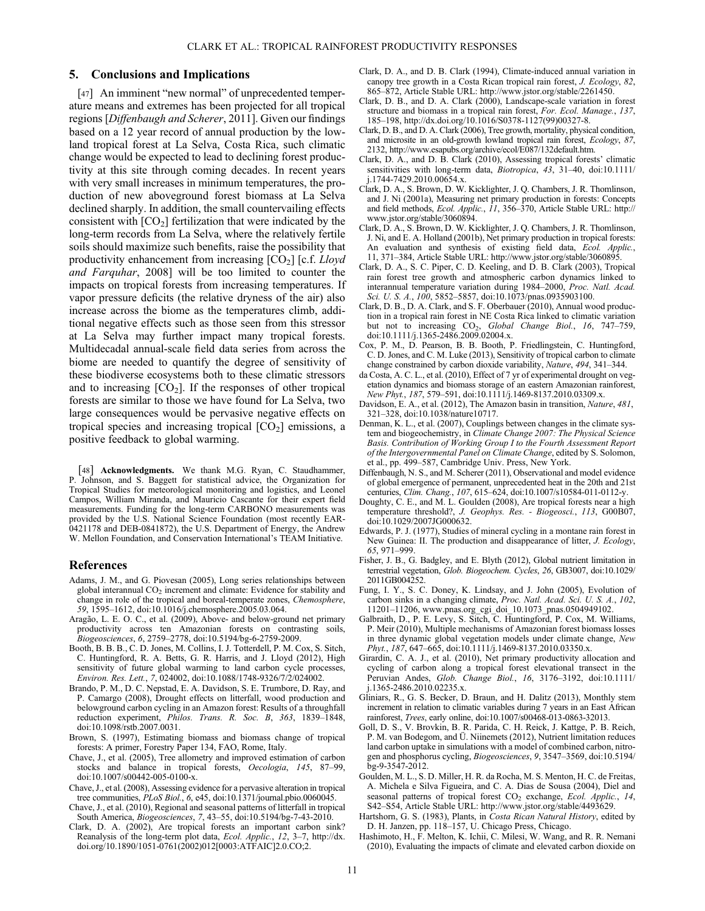## 5. Conclusions and Implications

[47] An imminent "new normal" of unprecedented temperature means and extremes has been projected for all tropical regions [*Diffenbaugh and Scherer*, 2011]. Given our findings based on a 12 year record of annual production by the lowland tropical forest at La Selva, Costa Rica, such climatic change would be expected to lead to declining forest productivity at this site through coming decades. In recent years with very small increases in minimum temperatures, the production of new aboveground forest biomass at La Selva declined sharply. In addition, the small countervailing effects consistent with [$CO_2$] fertilization that were indicated by the long-term records from La Selva, where the relatively fertile soils should maximize such benefits, raise the possibility that productivity enhancement from increasing [$CO_2$] [c.f. *Lloyd and Farquhar*, 2008] will be too limited to counter the impacts on tropical forests from increasing temperatures. If vapor pressure deficits (the relative dryness of the air) also increase across the biome as the temperatures climb, additional negative effects such as those seen from this stressor at La Selva may further impact many tropical forests. Multidecadal annual-scale field data series from across the biome are needed to quantify the degree of sensitivity of these biodiverse ecosystems both to these climatic stressors and to increasing [$CO_2$]. If the responses of other tropical forests are similar to those we have found for La Selva, two large consequences would be pervasive negative effects on tropical species and increasing tropical [$CO_2$] emissions, a positive feedback to global warming.

[48] **Acknowledgments.** We thank M.G. Ryan, C. Staudhammer, P. Johnson, and S. Baggett for statistical advice, the Organization for Tropical Studies for meteorological monitoring and logistics, and Leonel Campos, William Miranda, and Mauricio Cascante for their expert field measurements. Funding for the long-term CARBONO measurements was provided by the U.S. National Science Foundation (most recently EAR-0421178 and DEB-0841872), the U.S. Department of Energy, the Andrew W. Mellon Foundation, and Conservation International's TEAM Initiative.

## References

Adams, J. M., and G. Piovesan (2005), Long series relationships between global interannual $CO_2$ increment and climate: Evidence for stability and change in role of the tropical and boreal-temperate zones, *Chemosphere*, *59*, 1595–1612, doi:10.1016/j.chemosphere.2005.03.064.

Aragão, L. E. O. C., et al. (2009), Above- and below-ground net primary productivity across ten Amazonian forests on contrasting soils, *Biogeosciences*, *6*, 2759–2778, doi:10.5194/bg-6-2759-2009.

Booth, B. B. B., C. D. Jones, M. Collins, I. J. Totterdell, P. M. Cox, S. Sitch, C. Huntingford, R. A. Betts, G. R. Harris, and J. Lloyd (2012), High sensitivity of future global warming to land carbon cycle processes, *Environ. Res. Lett.*, *7*, 024002, doi:10.1088/1748-9326/7/2/024002.

Brando, P. M., D. C. Nepstad, E. A. Davidson, S. E. Trumbore, D. Ray, and P. Camargo (2008), Drought effects on litterfall, wood production and belowground carbon cycling in an Amazon forest: Results of a throughfall reduction experiment, *Philos. Trans. R. Soc. B*, *363*, 1839–1848, doi:10.1098/rstb.2007.0031.

Brown, S. (1997), Estimating biomass and biomass change of tropical forests: A primer, Forestry Paper 134, FAO, Rome, Italy.

Chave, J., et al. (2005), Tree allometry and improved estimation of carbon stocks and balance in tropical forests, *Oecologia*, *145*, 87–99, doi:10.1007/s00442-005-0100-x.

Chave, J., et al. (2008), Assessing evidence for a pervasive alteration in tropical tree communities, *PLoS Biol.*, *6*, e45, doi:10.1371/journal.pbio.0060045.

Chave, J., et al. (2010), Regional and seasonal patterns of litterfall in tropical South America, *Biogeosciences*, *7*, 43–55, doi:10.5194/bg-7-43-2010.

Clark, D. A. (2002), Are tropical forests an important carbon sink? Reanalysis of the long-term plot data, *Ecol. Applic.*, *12*, 3–7, http://dx.doi.org/10.1890/1051-0761(2002)012[0003:ATFAIC]2.0.CO;2.

Clark, D. A., and D. B. Clark (1994), Climate-induced annual variation in canopy tree growth in a Costa Rican tropical rain forest, *J. Ecology*, *82*, 865–872, Article Stable URL: http://www.jstor.org/stable/2261450.

Clark, D. B., and D. A. Clark (2000), Landscape-scale variation in forest structure and biomass in a tropical rain forest, *For. Ecol. Manage.*, *137*, 185–198, http://dx.doi.org/10.1016/S0378-1127(99)00327-8.

Clark, D. B., and D. A. Clark (2006), Tree growth, mortality, physical condition, and microsite in an old-growth lowland tropical rain forest, *Ecology*, *87*, 2132, http://www.esapubs.org/archive/ecol/E087/132default.htm.

Clark, D. A., and D. B. Clark (2010), Assessing tropical forests' climatic sensitivities with long-term data, *Biotropica*, *43*, 31–40, doi:10.1111/j.1744-7429.2010.00654.x.

Clark, D. A., S. Brown, D. W. Kicklighter, J. Q. Chambers, J. R. Thomlinson, and J. Ni (2001a), Measuring net primary production in forests: Concepts and field methods, *Ecol. Applic.*, *11*, 356–370, Article Stable URL: http://www.jstor.org/stable/3060894.

Clark, D. A., S. Brown, D. W. Kicklighter, J. Q. Chambers, J. R. Thomlinson, J. Ni, and E. A. Holland (2001b), Net primary production in tropical forests: An evaluation and synthesis of existing field data, *Ecol. Applic.*, 11, 371–384, Article Stable URL: http://www.jstor.org/stable/3060895.

Clark, D. A., S. C. Piper, C. D. Keeling, and D. B. Clark (2003), Tropical rain forest tree growth and atmospheric carbon dynamics linked to interannual temperature variation during 1984–2000, *Proc. Natl. Acad. Sci. U. S. A.*, *100*, 5852–5857, doi:10.1073/pnas.0935903100.

Clark, D. B., D. A. Clark, and S. F. Oberbauer (2010), Annual wood production in a tropical rain forest in NE Costa Rica linked to climatic variation but not to increasing $CO_2$, *Global Change Biol.*, *16*, 747–759, doi:10.1111/j.1365-2486.2009.02004.x.

Cox, P. M., D. Pearson, B. B. Booth, P. Friedlingstein, C. Huntingford, C. D. Jones, and C. M. Luke (2013), Sensitivity of tropical carbon to climate change constrained by carbon dioxide variability, *Nature*, *494*, 341–344.

da Costa, A. C. L., et al. (2010), Effect of 7 yr of experimental drought on vegetation dynamics and biomass storage of an eastern Amazonian rainforest, *New Phyt.*, *187*, 579–591, doi:10.1111/j.1469-8137.2010.03309.x.

Davidson, E. A., et al. (2012), The Amazon basin in transition, *Nature*, *481*, 321–328, doi:10.1038/nature10717.

Denman, K. L., et al. (2007), Couplings between changes in the climate system and biogeochemistry, in *Climate Change 2007: The Physical Science Basis. Contribution of Working Group I to the Fourth Assessment Report of the Intergovernmental Panel on Climate Change*, edited by S. Solomon, et al., pp. 499–587, Cambridge Univ. Press, New York.

Diffenbaugh, N. S., and M. Scherer (2011), Observational and model evidence of global emergence of permanent, unprecedented heat in the 20th and 21st centuries, *Clim. Chang.*, *107*, 615–624, doi:10.1007/s10584-011-0112-y.

Doughty, C. E., and M. L. Goulden (2008), Are tropical forests near a high temperature threshold?, *J. Geophys. Res. - Biogeosci.*, *113*, G00B07, doi:10.1029/2007JG000632.

Edwards, P. J. (1977), Studies of mineral cycling in a montane rain forest in New Guinea: II. The production and disappearance of litter, *J. Ecology*, *65*, 971–999.

Fisher, J. B., G. Badgley, and E. Blyth (2012), Global nutrient limitation in terrestrial vegetation, *Glob. Biogeochem. Cycles*, *26*, GB3007, doi:10.1029/2011GB004252.

Fung, I. Y., S. C. Doney, K. Lindsay, and J. John (2005), Evolution of carbon sinks in a changing climate, *Proc. Natl. Acad. Sci. U. S. A.*, *102*, 11201–11206, www.pnas.org_cgi_doi_10.1073_pnas.0504949102.

Galbraith, D., P. E. Levy, S. Sitch, C. Huntingford, P. Cox, M. Williams, P. Meir (2010), Multiple mechanisms of Amazonian forest biomass losses in three dynamic global vegetation models under climate change, *New Phyt.*, *187*, 647–665, doi:10.1111/j.1469-8137.2010.03350.x.

Girardin, C. A. J., et al. (2010), Net primary productivity allocation and cycling of carbon along a tropical forest elevational transect in the Peruvian Andes, *Glob. Change Biol.*, *16*, 3176–3192, doi:10.1111/j.1365-2486.2010.02235.x.

Gliniars, R., G. S. Becker, D. Braun, and H. Dalitz (2013), Monthly stem increment in relation to climatic variables during 7 years in an East African rainforest, *Trees*, early online, doi:10.1007/s00468-013-0863-32013.

Goll, D. S., V. Brovkin, B. R. Parida, C. H. Reick, J. Kattge, P. B. Reich, P. M. van Bodegom, and Ü. Niinemets (2012), Nutrient limitation reduces land carbon uptake in simulations with a model of combined carbon, nitrogen and phosphorus cycling, *Biogeosciences*, *9*, 3547–3569, doi:10.5194/bg-9-3547-2012.

Goulden, M. L., S. D. Miller, H. R. da Rocha, M. S. Menton, H. C. de Freitas, A. Michela e Silva Figueira, and C. A. Dias de Sousa (2004), Diel and seasonal patterns of tropical forest $CO_2$ exchange, *Ecol. Applic.*, *14*, S42–S54, Article Stable URL: http://www.jstor.org/stable/4493629.

Hartshorn, G. S. (1983), Plants, in *Costa Rican Natural History*, edited by D. H. Janzen, pp. 118–157, U. Chicago Press, Chicago.

Hashimoto, H., F. Melton, K. Ichii, C. Milesi, W. Wang, and R. R. Nemani (2010), Evaluating the impacts of climate and elevated carbon dioxide on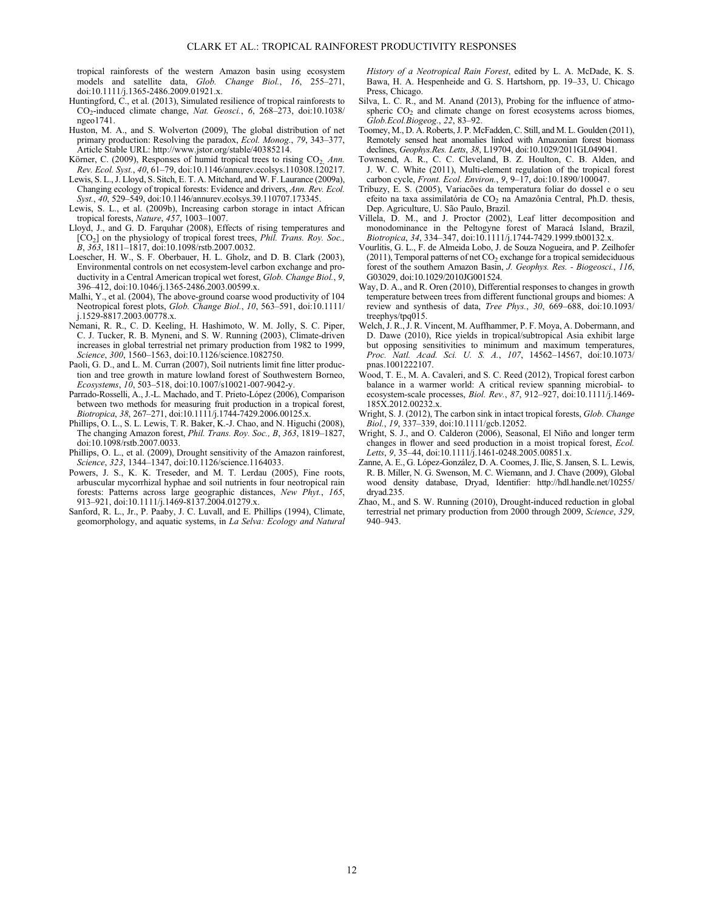tropical rainforests of the western Amazon basin using ecosystem models and satellite data, *Glob. Change Biol.*, *16*, 255–271, doi:10.1111/j.1365-2486.2009.01921.x.

Huntingford, C., et al. (2013), Simulated resilience of tropical rainforests to $CO_2$-induced climate change, *Nat. Geosci.*, *6*, 268–273, doi:10.1038/ngeo1741.

Huston, M. A., and S. Wolverton (2009), The global distribution of net primary production: Resolving the paradox, *Ecol. Monog.*, *79*, 343–377, Article Stable URL: http://www.jstor.org/stable/40385214.

Körner, C. (2009), Responses of humid tropical trees to rising $CO_2$, *Ann. Rev. Ecol. Syst.*, *40*, 61–79, doi:10.1146/annurev.ecolsys.110308.120217.

Lewis, S. L., J. Lloyd, S. Sitch, E. T. A. Mitchard, and W. F. Laurance (2009a), Changing ecology of tropical forests: Evidence and drivers, *Ann. Rev. Ecol. Syst.*, *40*, 529–549, doi:10.1146/annurev.ecolsys.39.110707.173345.

Lewis, S. L., et al. (2009b), Increasing carbon storage in intact African tropical forests, *Nature*, *457*, 1003–1007.

Lloyd, J., and G. D. Farquhar (2008), Effects of rising temperatures and [$CO_2$] on the physiology of tropical forest trees, *Phil. Trans. Roy. Soc., B*, *363*, 1811–1817, doi:10.1098/rstb.2007.0032.

Loescher, H. W., S. F. Oberbauer, H. L. Gholz, and D. B. Clark (2003), Environmental controls on net ecosystem-level carbon exchange and productivity in a Central American tropical wet forest, *Glob. Change Biol.*, *9*, 396–412, doi:10.1046/j.1365-2486.2003.00599.x.

Malhi, Y., et al. (2004), The above-ground coarse wood productivity of 104 Neotropical forest plots, *Glob. Change Biol.*, *10*, 563–591, doi:10.1111/j.1529-8817.2003.00778.x.

Nemani, R. R., C. D. Keeling, H. Hashimoto, W. M. Jolly, S. C. Piper, C. J. Tucker, R. B. Myneni, and S. W. Running (2003), Climate-driven increases in global terrestrial net primary production from 1982 to 1999, *Science*, *300*, 1560–1563, doi:10.1126/science.1082750.

Paoli, G. D., and L. M. Curran (2007), Soil nutrients limit fine litter production and tree growth in mature lowland forest of Southwestern Borneo, *Ecosystems*, *10*, 503–518, doi:10.1007/s10021-007-9042-y.

Parrado-Rosselli, A., J.-L. Machado, and T. Prieto-López (2006), Comparison between two methods for measuring fruit production in a tropical forest, *Biotropica*, *38*, 267–271, doi:10.1111/j.1744-7429.2006.00125.x.

Phillips, O. L., S. L. Lewis, T. R. Baker, K.-J. Chao, and N. Higuchi (2008), The changing Amazon forest, *Phil. Trans. Roy. Soc., B*, *363*, 1819–1827, doi:10.1098/rstb.2007.0033.

Phillips, O. L., et al. (2009), Drought sensitivity of the Amazon rainforest, *Science*, *323*, 1344–1347, doi:10.1126/science.1164033.

Powers, J. S., K. K. Treseder, and M. T. Lerdau (2005), Fine roots, arbuscular mycorrhizal hyphae and soil nutrients in four neotropical rain forests: Patterns across large geographic distances, *New Phyt.*, *165*, 913–921, doi:10.1111/j.1469-8137.2004.01279.x.

Sanford, R. L., Jr., P. Paaby, J. C. Luvall, and E. Phillips (1994), Climate, geomorphology, and aquatic systems, in *La Selva: Ecology and Natural History of a Neotropical Rain Forest*, edited by L. A. McDade, K. S. Bawa, H. A. Hespenheide and G. S. Hartshorn, pp. 19–33, U. Chicago Press, Chicago.

Silva, L. C. R., and M. Anand (2013), Probing for the influence of atmospheric $CO_2$ and climate change on forest ecosystems across biomes, *Glob.Ecol.Biogeog.*, *22*, 83–92.

Toomey, M., D. A. Roberts, J. P. McFadden, C. Still, and M. L. Goulden (2011), Remotely sensed heat anomalies linked with Amazonian forest biomass declines, *Geophys.Res. Letts*, *38*, L19704, doi:10.1029/2011GL049041.

Townsend, A. R., C. C. Cleveland, B. Z. Houlton, C. B. Alden, and J. W. C. White (2011), Multi-element regulation of the tropical forest carbon cycle, *Front. Ecol. Environ.*, *9*, 9–17, doi:10.1890/100047.

Tribuzy, E. S. (2005), Variacões da temperatura foliar do dossel e o seu efeito na taxa assimilatória de $CO_2$ na Amazônia Central, Ph.D. thesis, Dep. Agriculture, U. São Paulo, Brazil.

Villela, D. M., and J. Proctor (2002), Leaf litter decomposition and monodominance in the Peltogyne forest of Maracá Island, Brazil, *Biotropica*, *34*, 334–347, doi:10.1111/j.1744-7429.1999.tb00132.x.

Vourlitis, G. L., F. de Almeida Lobo, J. de Souza Nogueira, and P. Zeilhofer (2011), Temporal patterns of net $CO_2$ exchange for a tropical semideciduous forest of the southern Amazon Basin, *J. Geophys. Res. - Biogeosci.*, *116*, G03029, doi:10.1029/2010JG001524.

Way, D. A., and R. Oren (2010), Differential responses to changes in growth temperature between trees from different functional groups and biomes: A review and synthesis of data, *Tree Phys.*, *30*, 669–688, doi:10.1093/treephys/tpq015.

Welch, J. R., J. R. Vincent, M. Auffhammer, P. F. Moya, A. Dobermann, and D. Dawe (2010), Rice yields in tropical/subtropical Asia exhibit large but opposing sensitivities to minimum and maximum temperatures, *Proc. Natl. Acad. Sci. U. S. A.*, *107*, 14562–14567, doi:10.1073/pnas.1001222107.

Wood, T. E., M. A. Cavaleri, and S. C. Reed (2012), Tropical forest carbon balance in a warmer world: A critical review spanning microbial- to ecosystem-scale processes, *Biol. Rev.*, *87*, 912–927, doi:10.1111/j.1469-185X.2012.00232.x.

Wright, S. J. (2012), The carbon sink in intact tropical forests, *Glob. Change Biol.*, *19*, 337–339, doi:10.1111/gcb.12052.

Wright, S. J., and O. Calderon (2006), Seasonal, El Niño and longer term changes in flower and seed production in a moist tropical forest, *Ecol. Letts*, *9*, 35–44, doi:10.1111/j.1461-0248.2005.00851.x.

Zanne, A. E., G. López-González, D. A. Coomes, J. Ilic, S. Jansen, S. L. Lewis, R. B. Miller, N. G. Swenson, M. C. Wiemann, and J. Chave (2009), Global wood density database, Dryad, Identifier: http://hdl.handle.net/10255/dryad.235.

Zhao, M., and S. W. Running (2010), Drought-induced reduction in global terrestrial net primary production from 2000 through 2009, *Science*, *329*, 940–943.